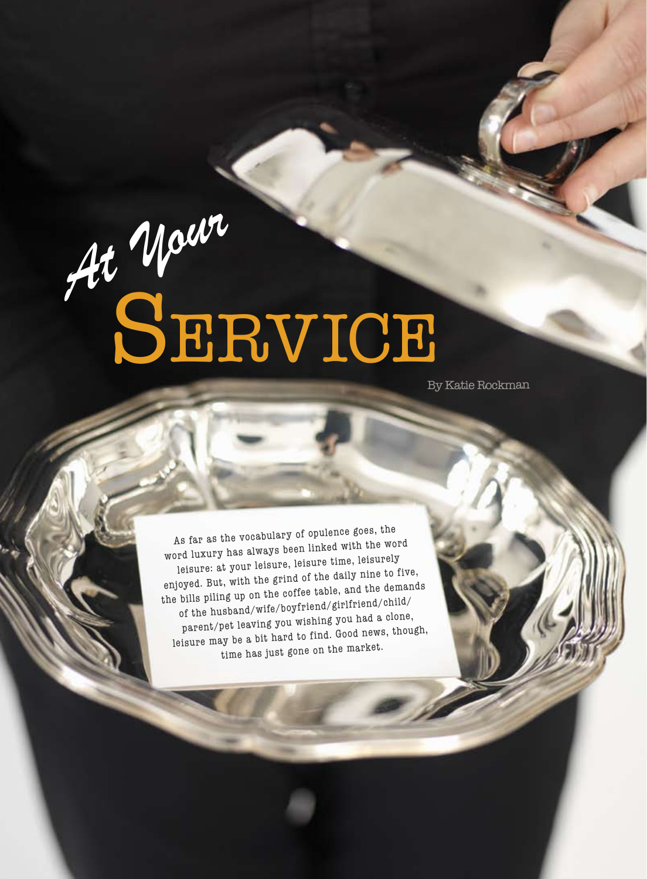# At Your Service

By Katie Rockman

As far as the vocabulary of opulence goes, the word luxury has always been linked with the word leisure: at your leisure, leisure time, leisurely enjoyed. But, with the grind of the daily nine to five, the bills piling up on the coffee table, and the demands of the husband/wife/boyfriend/girlfriend/child/parent/pet leaving you wishing you had a clone, leisure may be a bit hard to find. Good news, though, time has just gone on the market.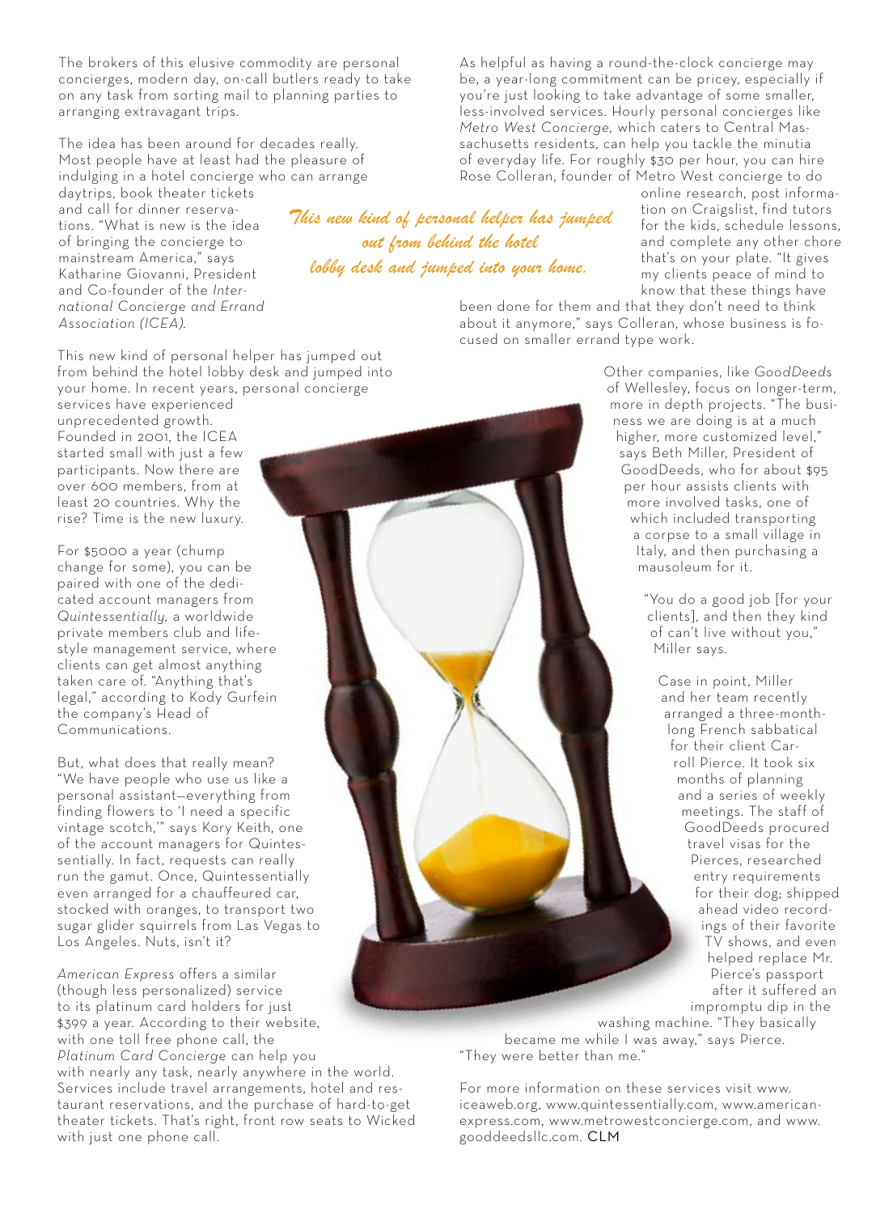The brokers of this elusive commodity are personal concierges, modern day, on-call butlers ready to take on any task from sorting mail to planning parties to arranging extravagant trips.

The idea has been around for decades really. Most people have at least had the pleasure of indulging in a hotel concierge who can arrange daytrips, book theater tickets and call for dinner reservations. "What is new is the idea of bringing the concierge to mainstream America," says Katharine Giovanni, President and Co-founder of the *International Concierge and Errand Association (ICEA)*.

*This new kind of personal helper has jumped out from behind the hotel lobby desk and jumped into your home.*

This new kind of personal helper has jumped out from behind the hotel lobby desk and jumped into your home. In recent years, personal concierge services have experienced unprecedented growth. Founded in 2001, the ICEA started small with just a few participants. Now there are over 600 members, from at least 20 countries. Why the rise? Time is the new luxury.

For $5000 a year (chump change for some), you can be paired with one of the dedicated account managers from *Quintessentially,* a worldwide private members club and lifestyle management service, where clients can get almost anything taken care of. "Anything that's legal," according to Kody Gurfein the company's Head of Communications.

But, what does that really mean? "We have people who use us like a personal assistant—everything from finding flowers to 'I need a specific vintage scotch,'" says Kory Keith, one of the account managers for Quintessentially. In fact, requests can really run the gamut. Once, Quintessentially even arranged for a chauffeured car, stocked with oranges, to transport two sugar glider squirrels from Las Vegas to Los Angeles. Nuts, isn't it?

*American Express* offers a similar (though less personalized) service to its platinum card holders for just $399 a year. According to their website, with one toll free phone call, the *Platinum Card Concierge* can help you with nearly any task, nearly anywhere in the world. Services include travel arrangements, hotel and restaurant reservations, and the purchase of hard-to-get theater tickets. That's right, front row seats to Wicked with just one phone call.

As helpful as having a round-the-clock concierge may be, a year-long commitment can be pricey, especially if you're just looking to take advantage of some smaller, less-involved services. Hourly personal concierges like *Metro West Concierge*, which caters to Central Massachusetts residents, can help you tackle the minutia of everyday life. For roughly $30 per hour, you can hire Rose Colleran, founder of Metro West concierge to do online research, post information on Craigslist, find tutors for the kids, schedule lessons, and complete any other chore that's on your plate. "It gives my clients peace of mind to know that these things have been done for them and that they don't need to think about it anymore," says Colleran, whose business is focused on smaller errand type work.

Other companies, like *GoodDeeds* of Wellesley, focus on longer-term, more in depth projects. "The business we are doing is at a much higher, more customized level," says Beth Miller, President of GoodDeeds, who for about $95 per hour assists clients with more involved tasks, one of which included transporting a corpse to a small village in Italy, and then purchasing a mausoleum for it.

"You do a good job [for your clients], and then they kind of can't live without you," Miller says.

Case in point, Miller and her team recently arranged a three-month-long French sabbatical for their client Carroll Pierce. It took six months of planning and a series of weekly meetings. The staff of GoodDeeds procured travel visas for the Pierces, researched entry requirements for their dog; shipped ahead video recordings of their favorite TV shows, and even helped replace Mr. Pierce's passport after it suffered an impromptu dip in the washing machine. "They basically became me while I was away," says Pierce. "They were better than me."

For more information on these services visit www.iceaweb.org, www.quintessentially.com, www.americanexpress.com, www.metrowestconcierge.com, and www.gooddeedsllc.com. CLM